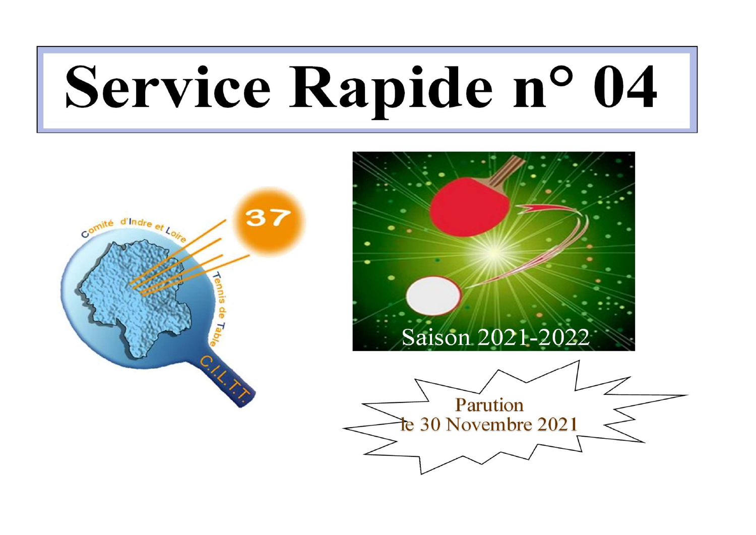# Service Rapide n° 04

Comité d'Indre et Loire Tennis de Table

C.I.L.T.T.

37

Saison 2021-2022

Parution le 30 Novembre 2021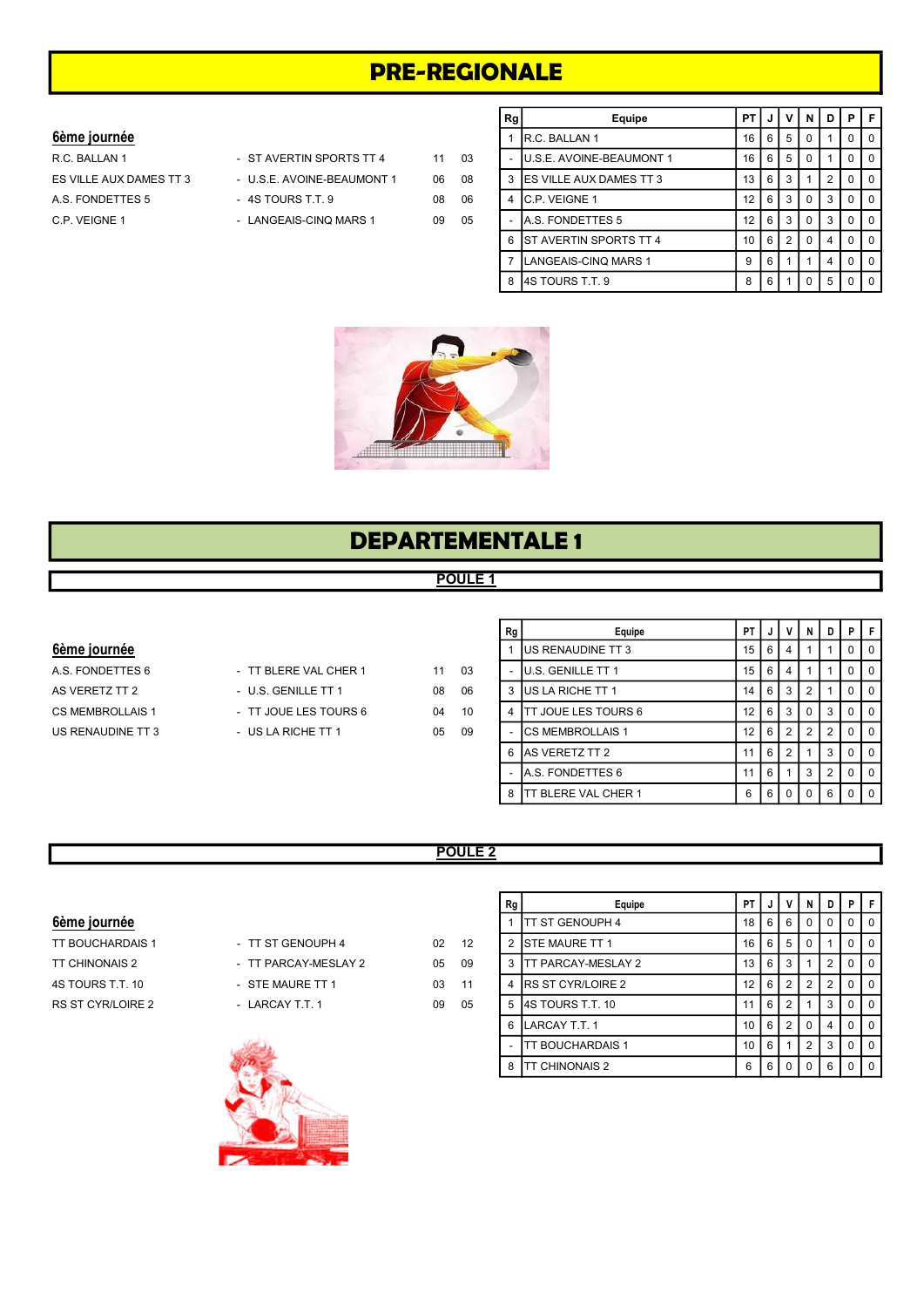# PRE-REGIONALE

### 6ème journée

| | | | |
|---|---|---|---|
| R.C. BALLAN 1 | - ST AVERTIN SPORTS TT 4 | 11 | 03 |
| ES VILLE AUX DAMES TT 3 | - U.S.E. AVOINE-BEAUMONT 1 | 06 | 08 |
| A.S. FONDETTES 5 | - 4S TOURS T.T. 9 | 08 | 06 |
| C.P. VEIGNE 1 | - LANGEAIS-CINQ MARS 1 | 09 | 05 |

| Rg | Equipe | PT | J | V | N | D | P | F |
|---|---|---|---|---|---|---|---|---|
| 1 | R.C. BALLAN 1 | 16 | 6 | 5 | 0 | 1 | 0 | 0 |
| - | U.S.E. AVOINE-BEAUMONT 1 | 16 | 6 | 5 | 0 | 1 | 0 | 0 |
| 3 | ES VILLE AUX DAMES TT 3 | 13 | 6 | 3 | 1 | 2 | 0 | 0 |
| 4 | C.P. VEIGNE 1 | 12 | 6 | 3 | 0 | 3 | 0 | 0 |
| - | A.S. FONDETTES 5 | 12 | 6 | 3 | 0 | 3 | 0 | 0 |
| 6 | ST AVERTIN SPORTS TT 4 | 10 | 6 | 2 | 0 | 4 | 0 | 0 |
| 7 | LANGEAIS-CINQ MARS 1 | 9 | 6 | 1 | 1 | 4 | 0 | 0 |
| 8 | 4S TOURS T.T. 9 | 8 | 6 | 1 | 0 | 5 | 0 | 0 |

# DEPARTEMENTALE 1

## POULE 1

### 6ème journée

| | | | |
|---|---|---|---|
| A.S. FONDETTES 6 | - TT BLERE VAL CHER 1 | 11 | 03 |
| AS VERETZ TT 2 | - U.S. GENILLE TT 1 | 08 | 06 |
| CS MEMBROLLAIS 1 | - TT JOUE LES TOURS 6 | 04 | 10 |
| US RENAUDINE TT 3 | - US LA RICHE TT 1 | 05 | 09 |

| Rg | Equipe | PT | J | V | N | D | P | F |
|---|---|---|---|---|---|---|---|---|
| 1 | US RENAUDINE TT 3 | 15 | 6 | 4 | 1 | 1 | 0 | 0 |
| - | U.S. GENILLE TT 1 | 15 | 6 | 4 | 1 | 1 | 0 | 0 |
| 3 | US LA RICHE TT 1 | 14 | 6 | 3 | 2 | 1 | 0 | 0 |
| 4 | TT JOUE LES TOURS 6 | 12 | 6 | 3 | 0 | 3 | 0 | 0 |
| - | CS MEMBROLLAIS 1 | 12 | 6 | 2 | 2 | 2 | 0 | 0 |
| 6 | AS VERETZ TT 2 | 11 | 6 | 2 | 1 | 3 | 0 | 0 |
| - | A.S. FONDETTES 6 | 11 | 6 | 1 | 3 | 2 | 0 | 0 |
| 8 | TT BLERE VAL CHER 1 | 6 | 6 | 0 | 0 | 6 | 0 | 0 |

## POULE 2

### 6ème journée

| | | | |
|---|---|---|---|
| TT BOUCHARDAIS 1 | - TT ST GENOUPH 4 | 02 | 12 |
| TT CHINONAIS 2 | - TT PARCAY-MESLAY 2 | 05 | 09 |
| 4S TOURS T.T. 10 | - STE MAURE TT 1 | 03 | 11 |
| RS ST CYR/LOIRE 2 | - LARCAY T.T. 1 | 09 | 05 |

| Rg | Equipe | PT | J | V | N | D | P | F |
|---|---|---|---|---|---|---|---|---|
| 1 | TT ST GENOUPH 4 | 18 | 6 | 6 | 0 | 0 | 0 | 0 |
| 2 | STE MAURE TT 1 | 16 | 6 | 5 | 0 | 1 | 0 | 0 |
| 3 | TT PARCAY-MESLAY 2 | 13 | 6 | 3 | 1 | 2 | 0 | 0 |
| 4 | RS ST CYR/LOIRE 2 | 12 | 6 | 2 | 2 | 2 | 0 | 0 |
| 5 | 4S TOURS T.T. 10 | 11 | 6 | 2 | 1 | 3 | 0 | 0 |
| 6 | LARCAY T.T. 1 | 10 | 6 | 2 | 0 | 4 | 0 | 0 |
| - | TT BOUCHARDAIS 1 | 10 | 6 | 1 | 2 | 3 | 0 | 0 |
| 8 | TT CHINONAIS 2 | 6 | 6 | 0 | 0 | 6 | 0 | 0 |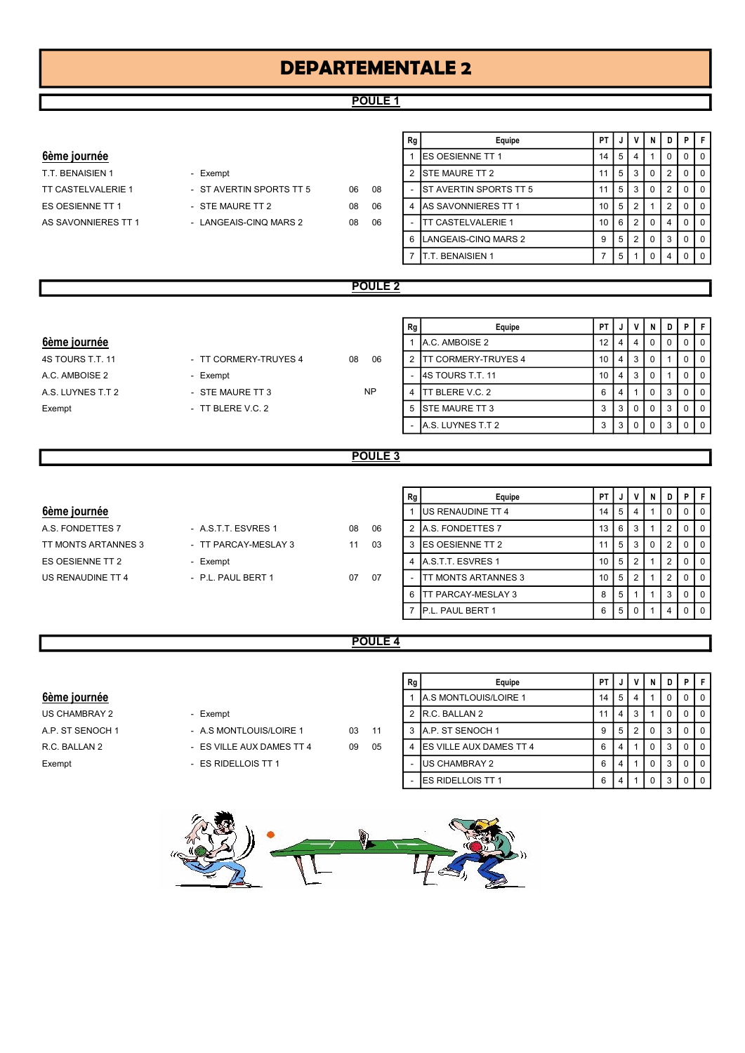# DEPARTEMENTALE 2

## POULE 1

### 6ème journée

| | | | |
|---|---|---|---|
| T.T. BENAISIEN 1 | - Exempt | | |
| TT CASTELVALERIE 1 | - ST AVERTIN SPORTS TT 5 | 06 | 08 |
| ES OESIENNE TT 1 | - STE MAURE TT 2 | 08 | 06 |
| AS SAVONNIERES TT 1 | - LANGEAIS-CINQ MARS 2 | 08 | 06 |

| Rg | Equipe | PT | J | V | N | D | P | F |
|---|---|---|---|---|---|---|---|---|
| 1 | ES OESIENNE TT 1 | 14 | 5 | 4 | 1 | 0 | 0 | 0 |
| 2 | STE MAURE TT 2 | 11 | 5 | 3 | 0 | 2 | 0 | 0 |
| - | ST AVERTIN SPORTS TT 5 | 11 | 5 | 3 | 0 | 2 | 0 | 0 |
| 4 | AS SAVONNIERES TT 1 | 10 | 5 | 2 | 1 | 2 | 0 | 0 |
| - | TT CASTELVALERIE 1 | 10 | 6 | 2 | 0 | 4 | 0 | 0 |
| 6 | LANGEAIS-CINQ MARS 2 | 9 | 5 | 2 | 0 | 3 | 0 | 0 |
| 7 | T.T. BENAISIEN 1 | 7 | 5 | 1 | 0 | 4 | 0 | 0 |

## POULE 2

### 6ème journée

| | | | |
|---|---|---|---|
| 4S TOURS T.T. 11 | - TT CORMERY-TRUYES 4 | 08 | 06 |
| A.C. AMBOISE 2 | - Exempt | | |
| A.S. LUYNES T.T 2 | - STE MAURE TT 3 | NP | |
| Exempt | - TT BLERE V.C. 2 | | |

| Rg | Equipe | PT | J | V | N | D | P | F |
|---|---|---|---|---|---|---|---|---|
| 1 | A.C. AMBOISE 2 | 12 | 4 | 4 | 0 | 0 | 0 | 0 |
| 2 | TT CORMERY-TRUYES 4 | 10 | 4 | 3 | 0 | 1 | 0 | 0 |
| - | 4S TOURS T.T. 11 | 10 | 4 | 3 | 0 | 1 | 0 | 0 |
| 4 | TT BLERE V.C. 2 | 6 | 4 | 1 | 0 | 3 | 0 | 0 |
| 5 | STE MAURE TT 3 | 3 | 3 | 0 | 0 | 3 | 0 | 0 |
| - | A.S. LUYNES T.T 2 | 3 | 3 | 0 | 0 | 3 | 0 | 0 |

## POULE 3

### 6ème journée

| | | | |
|---|---|---|---|
| A.S. FONDETTES 7 | - A.S.T.T. ESVRES 1 | 08 | 06 |
| TT MONTS ARTANNES 3 | - TT PARCAY-MESLAY 3 | 11 | 03 |
| ES OESIENNE TT 2 | - Exempt | | |
| US RENAUDINE TT 4 | - P.L. PAUL BERT 1 | 07 | 07 |

| Rg | Equipe | PT | J | V | N | D | P | F |
|---|---|---|---|---|---|---|---|---|
| 1 | US RENAUDINE TT 4 | 14 | 5 | 4 | 1 | 0 | 0 | 0 |
| 2 | A.S. FONDETTES 7 | 13 | 6 | 3 | 1 | 2 | 0 | 0 |
| 3 | ES OESIENNE TT 2 | 11 | 5 | 3 | 0 | 2 | 0 | 0 |
| 4 | A.S.T.T. ESVRES 1 | 10 | 5 | 2 | 1 | 2 | 0 | 0 |
| - | TT MONTS ARTANNES 3 | 10 | 5 | 2 | 1 | 2 | 0 | 0 |
| 6 | TT PARCAY-MESLAY 3 | 8 | 5 | 1 | 1 | 3 | 0 | 0 |
| 7 | P.L. PAUL BERT 1 | 6 | 5 | 0 | 1 | 4 | 0 | 0 |

## POULE 4

### 6ème journée

| | | | |
|---|---|---|---|
| US CHAMBRAY 2 | - Exempt | | |
| A.P. ST SENOCH 1 | - A.S MONTLOUIS/LOIRE 1 | 03 | 11 |
| R.C. BALLAN 2 | - ES VILLE AUX DAMES TT 4 | 09 | 05 |
| Exempt | - ES RIDELLOIS TT 1 | | |

| Rg | Equipe | PT | J | V | N | D | P | F |
|---|---|---|---|---|---|---|---|---|
| 1 | A.S MONTLOUIS/LOIRE 1 | 14 | 5 | 4 | 1 | 0 | 0 | 0 |
| 2 | R.C. BALLAN 2 | 11 | 4 | 3 | 1 | 0 | 0 | 0 |
| 3 | A.P. ST SENOCH 1 | 9 | 5 | 2 | 0 | 3 | 0 | 0 |
| 4 | ES VILLE AUX DAMES TT 4 | 6 | 4 | 1 | 0 | 3 | 0 | 0 |
| - | US CHAMBRAY 2 | 6 | 4 | 1 | 0 | 3 | 0 | 0 |
| - | ES RIDELLOIS TT 1 | 6 | 4 | 1 | 0 | 3 | 0 | 0 |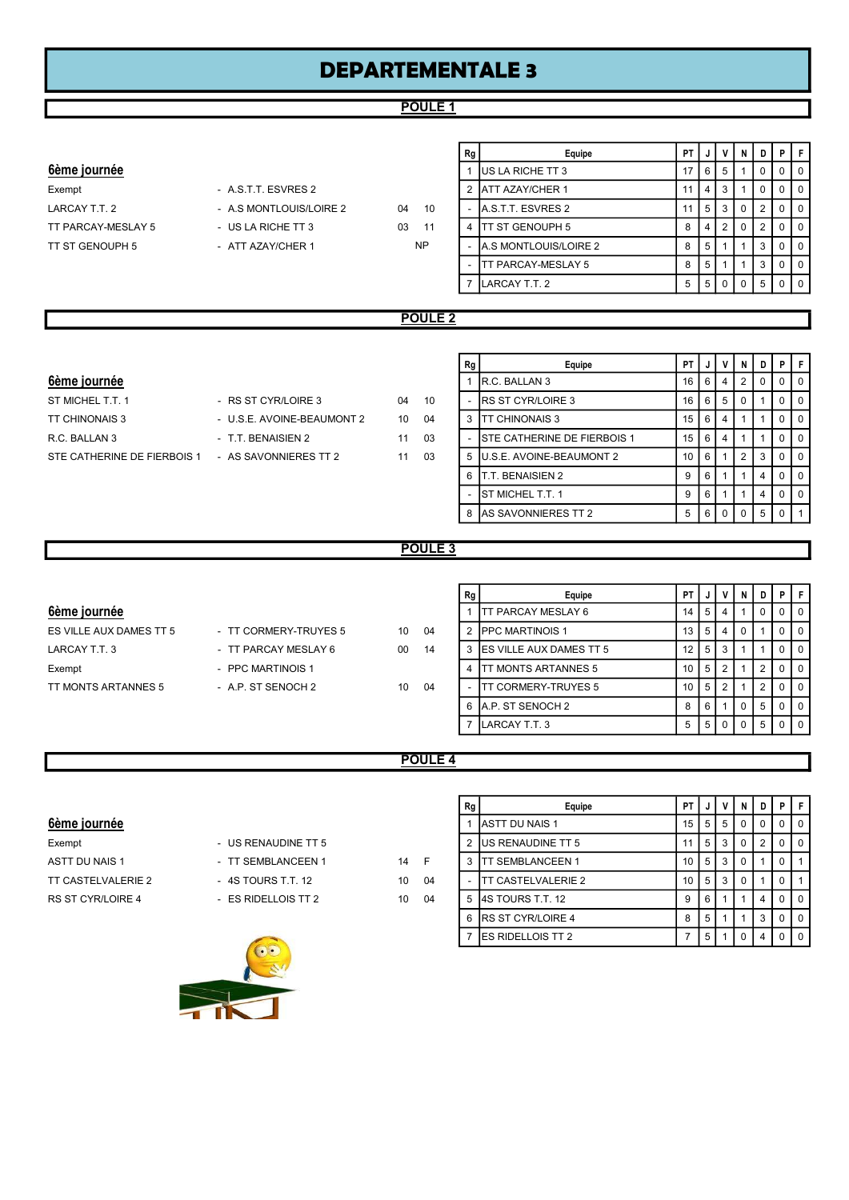# DEPARTEMENTALE 3

## POULE 1

### 6ème journée

| | | | |
|---|---|---|---|
| Exempt | - A.S.T.T. ESVRES 2 | | |
| LARCAY T.T. 2 | - A.S MONTLOUIS/LOIRE 2 | 04 | 10 |
| TT PARCAY-MESLAY 5 | - US LA RICHE TT 3 | 03 | 11 |
| TT ST GENOUPH 5 | - ATT AZAY/CHER 1 | NP | |

| Rg | Equipe | PT | J | V | N | D | P | F |
|---|---|---|---|---|---|---|---|---|
| 1 | US LA RICHE TT 3 | 17 | 6 | 5 | 1 | 0 | 0 | 0 |
| 2 | ATT AZAY/CHER 1 | 11 | 4 | 3 | 1 | 0 | 0 | 0 |
| - | A.S.T.T. ESVRES 2 | 11 | 5 | 3 | 0 | 2 | 0 | 0 |
| 4 | TT ST GENOUPH 5 | 8 | 4 | 2 | 0 | 2 | 0 | 0 |
| - | A.S MONTLOUIS/LOIRE 2 | 8 | 5 | 1 | 1 | 3 | 0 | 0 |
| - | TT PARCAY-MESLAY 5 | 8 | 5 | 1 | 1 | 3 | 0 | 0 |
| 7 | LARCAY T.T. 2 | 5 | 5 | 0 | 0 | 5 | 0 | 0 |

## POULE 2

### 6ème journée

| | | | |
|---|---|---|---|
| ST MICHEL T.T. 1 | - RS ST CYR/LOIRE 3 | 04 | 10 |
| TT CHINONAIS 3 | - U.S.E. AVOINE-BEAUMONT 2 | 10 | 04 |
| R.C. BALLAN 3 | - T.T. BENAISIEN 2 | 11 | 03 |
| STE CATHERINE DE FIERBOIS 1 | - AS SAVONNIERES TT 2 | 11 | 03 |

| Rg | Equipe | PT | J | V | N | D | P | F |
|---|---|---|---|---|---|---|---|---|
| 1 | R.C. BALLAN 3 | 16 | 6 | 4 | 2 | 0 | 0 | 0 |
| - | RS ST CYR/LOIRE 3 | 16 | 6 | 5 | 0 | 1 | 0 | 0 |
| 3 | TT CHINONAIS 3 | 15 | 6 | 4 | 1 | 1 | 0 | 0 |
| - | STE CATHERINE DE FIERBOIS 1 | 15 | 6 | 4 | 1 | 1 | 0 | 0 |
| 5 | U.S.E. AVOINE-BEAUMONT 2 | 10 | 6 | 1 | 2 | 3 | 0 | 0 |
| 6 | T.T. BENAISIEN 2 | 9 | 6 | 1 | 1 | 4 | 0 | 0 |
| - | ST MICHEL T.T. 1 | 9 | 6 | 1 | 1 | 4 | 0 | 0 |
| 8 | AS SAVONNIERES TT 2 | 5 | 6 | 0 | 0 | 5 | 0 | 1 |

## POULE 3

### 6ème journée

| | | | |
|---|---|---|---|
| ES VILLE AUX DAMES TT 5 | - TT CORMERY-TRUYES 5 | 10 | 04 |
| LARCAY T.T. 3 | - TT PARCAY MESLAY 6 | 00 | 14 |
| Exempt | - PPC MARTINOIS 1 | | |
| TT MONTS ARTANNES 5 | - A.P. ST SENOCH 2 | 10 | 04 |

| Rg | Equipe | PT | J | V | N | D | P | F |
|---|---|---|---|---|---|---|---|---|
| 1 | TT PARCAY MESLAY 6 | 14 | 5 | 4 | 1 | 0 | 0 | 0 |
| 2 | PPC MARTINOIS 1 | 13 | 5 | 4 | 0 | 1 | 0 | 0 |
| 3 | ES VILLE AUX DAMES TT 5 | 12 | 5 | 3 | 1 | 1 | 0 | 0 |
| 4 | TT MONTS ARTANNES 5 | 10 | 5 | 2 | 1 | 2 | 0 | 0 |
| - | TT CORMERY-TRUYES 5 | 10 | 5 | 2 | 1 | 2 | 0 | 0 |
| 6 | A.P. ST SENOCH 2 | 8 | 6 | 1 | 0 | 5 | 0 | 0 |
| 7 | LARCAY T.T. 3 | 5 | 5 | 0 | 0 | 5 | 0 | 0 |

## POULE 4

### 6ème journée

| | | | |
|---|---|---|---|
| Exempt | - US RENAUDINE TT 5 | | |
| ASTT DU NAIS 1 | - TT SEMBLANCEEN 1 | 14 | F |
| TT CASTELVALERIE 2 | - 4S TOURS T.T. 12 | 10 | 04 |
| RS ST CYR/LOIRE 4 | - ES RIDELLOIS TT 2 | 10 | 04 |

| Rg | Equipe | PT | J | V | N | D | P | F |
|---|---|---|---|---|---|---|---|---|
| 1 | ASTT DU NAIS 1 | 15 | 5 | 5 | 0 | 0 | 0 | 0 |
| 2 | US RENAUDINE TT 5 | 11 | 5 | 3 | 0 | 2 | 0 | 0 |
| 3 | TT SEMBLANCEEN 1 | 10 | 5 | 3 | 0 | 1 | 0 | 1 |
| - | TT CASTELVALERIE 2 | 10 | 5 | 3 | 0 | 1 | 0 | 1 |
| 5 | 4S TOURS T.T. 12 | 9 | 6 | 1 | 1 | 4 | 0 | 0 |
| 6 | RS ST CYR/LOIRE 4 | 8 | 5 | 1 | 1 | 3 | 0 | 0 |
| 7 | ES RIDELLOIS TT 2 | 7 | 5 | 1 | 0 | 4 | 0 | 0 |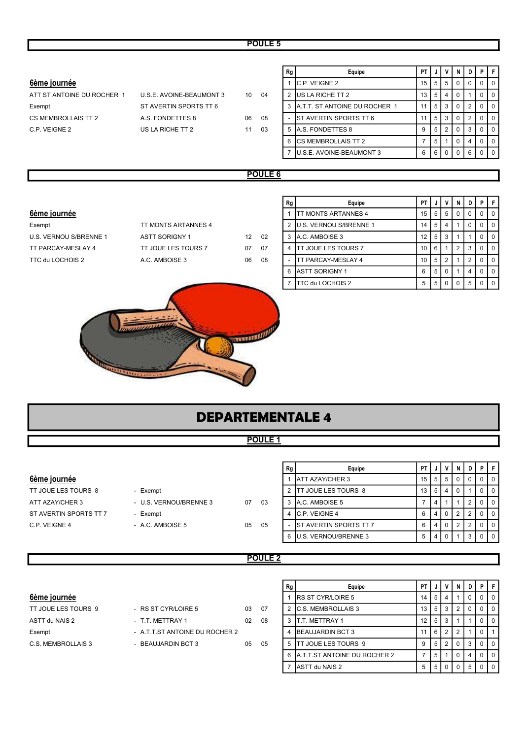## POULE 5

### 6ème journée

| | | | |
|---|---|---|---|
| ATT ST ANTOINE DU ROCHER 1 | U.S.E. AVOINE-BEAUMONT 3 | 10 | 04 |
| Exempt | ST AVERTIN SPORTS TT 6 | | |
| CS MEMBROLLAIS TT 2 | A.S. FONDETTES 8 | 06 | 08 |
| C.P. VEIGNE 2 | US LA RICHE TT 2 | 11 | 03 |

| Rg | Equipe | PT | J | V | N | D | P | F |
|---|---|---|---|---|---|---|---|---|
| 1 | C.P. VEIGNE 2 | 15 | 5 | 5 | 0 | 0 | 0 | 0 |
| 2 | US LA RICHE TT 2 | 13 | 5 | 4 | 0 | 1 | 0 | 0 |
| 3 | A.T.T. ST ANTOINE DU ROCHER 1 | 11 | 5 | 3 | 0 | 2 | 0 | 0 |
| - | ST AVERTIN SPORTS TT 6 | 11 | 5 | 3 | 0 | 2 | 0 | 0 |
| 5 | A.S. FONDETTES 8 | 9 | 5 | 2 | 0 | 3 | 0 | 0 |
| 6 | CS MEMBROLLAIS TT 2 | 7 | 5 | 1 | 0 | 4 | 0 | 0 |
| 7 | U.S.E. AVOINE-BEAUMONT 3 | 6 | 6 | 0 | 0 | 6 | 0 | 0 |

## POULE 6

### 6ème journée

| | | | |
|---|---|---|---|
| Exempt | TT MONTS ARTANNES 4 | | |
| U.S. VERNOU S/BRENNE 1 | ASTT SORIGNY 1 | 12 | 02 |
| TT PARCAY-MESLAY 4 | TT JOUE LES TOURS 7 | 07 | 07 |
| TTC du LOCHOIS 2 | A.C. AMBOISE 3 | 06 | 08 |

| Rg | Equipe | PT | J | V | N | D | P | F |
|---|---|---|---|---|---|---|---|---|
| 1 | TT MONTS ARTANNES 4 | 15 | 5 | 5 | 0 | 0 | 0 | 0 |
| 2 | U.S. VERNOU S/BRENNE 1 | 14 | 5 | 4 | 1 | 0 | 0 | 0 |
| 3 | A.C. AMBOISE 3 | 12 | 5 | 3 | 1 | 1 | 0 | 0 |
| 4 | TT JOUE LES TOURS 7 | 10 | 6 | 1 | 2 | 3 | 0 | 0 |
| - | TT PARCAY-MESLAY 4 | 10 | 5 | 2 | 1 | 2 | 0 | 0 |
| 6 | ASTT SORIGNY 1 | 6 | 5 | 0 | 1 | 4 | 0 | 0 |
| 7 | TTC du LOCHOIS 2 | 5 | 5 | 0 | 0 | 5 | 0 | 0 |

# DEPARTEMENTALE 4

## POULE 1

### 6ème journée

| | | | |
|---|---|---|---|
| TT JOUE LES TOURS 8 | - Exempt | | |
| ATT AZAY/CHER 3 | - U.S. VERNOU/BRENNE 3 | 07 | 03 |
| ST AVERTIN SPORTS TT 7 | - Exempt | | |
| C.P. VEIGNE 4 | - A.C. AMBOISE 5 | 05 | 05 |

| Rg | Equipe | PT | J | V | N | D | P | F |
|---|---|---|---|---|---|---|---|---|
| 1 | ATT AZAY/CHER 3 | 15 | 5 | 5 | 0 | 0 | 0 | 0 |
| 2 | TT JOUE LES TOURS 8 | 13 | 5 | 4 | 0 | 1 | 0 | 0 |
| 3 | A.C. AMBOISE 5 | 7 | 4 | 1 | 1 | 2 | 0 | 0 |
| 4 | C.P. VEIGNE 4 | 6 | 4 | 0 | 2 | 2 | 0 | 0 |
| - | ST AVERTIN SPORTS TT 7 | 6 | 4 | 0 | 2 | 2 | 0 | 0 |
| 6 | U.S. VERNOU/BRENNE 3 | 5 | 4 | 0 | 1 | 3 | 0 | 0 |

## POULE 2

### 6ème journée

| | | | |
|---|---|---|---|
| TT JOUE LES TOURS 9 | - RS ST CYR/LOIRE 5 | 03 | 07 |
| ASTT du NAIS 2 | - T.T. METTRAY 1 | 02 | 08 |
| Exempt | - A.T.T.ST ANTOINE DU ROCHER 2 | | |
| C.S. MEMBROLLAIS 3 | - BEAUJARDIN BCT 3 | 05 | 05 |

| Rg | Equipe | PT | J | V | N | D | P | F |
|---|---|---|---|---|---|---|---|---|
| 1 | RS ST CYR/LOIRE 5 | 14 | 5 | 4 | 1 | 0 | 0 | 0 |
| 2 | C.S. MEMBROLLAIS 3 | 13 | 5 | 3 | 2 | 0 | 0 | 0 |
| 3 | T.T. METTRAY 1 | 12 | 5 | 3 | 1 | 1 | 0 | 0 |
| 4 | BEAUJARDIN BCT 3 | 11 | 6 | 2 | 2 | 1 | 0 | 1 |
| 5 | TT JOUE LES TOURS 9 | 9 | 5 | 2 | 0 | 3 | 0 | 0 |
| 6 | A.T.T.ST ANTOINE DU ROCHER 2 | 7 | 5 | 1 | 0 | 4 | 0 | 0 |
| 7 | ASTT du NAIS 2 | 5 | 5 | 0 | 0 | 5 | 0 | 0 |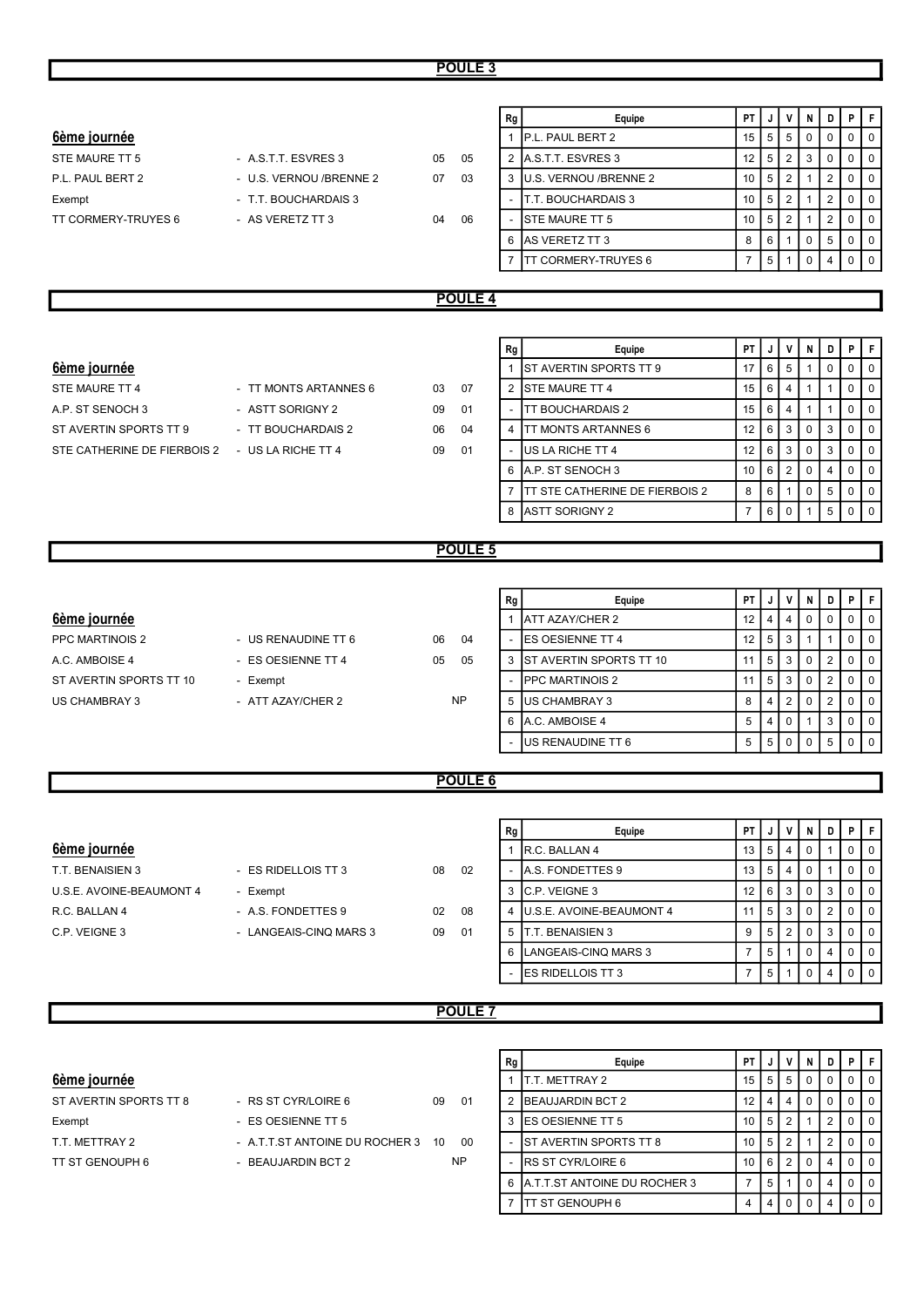## POULE 3

### 6ème journée

| | | | |
|---|---|---|---|
| STE MAURE TT 5 | - A.S.T.T. ESVRES 3 | 05 | 05 |
| P.L. PAUL BERT 2 | - U.S. VERNOU /BRENNE 2 | 07 | 03 |
| Exempt | - T.T. BOUCHARDAIS 3 | | |
| TT CORMERY-TRUYES 6 | - AS VERETZ TT 3 | 04 | 06 |

| Rg | Equipe | PT | J | V | N | D | P | F |
|---|---|---|---|---|---|---|---|---|
| 1 | P.L. PAUL BERT 2 | 15 | 5 | 5 | 0 | 0 | 0 | 0 |
| 2 | A.S.T.T. ESVRES 3 | 12 | 5 | 2 | 3 | 0 | 0 | 0 |
| 3 | U.S. VERNOU /BRENNE 2 | 10 | 5 | 2 | 1 | 2 | 0 | 0 |
| - | T.T. BOUCHARDAIS 3 | 10 | 5 | 2 | 1 | 2 | 0 | 0 |
| - | STE MAURE TT 5 | 10 | 5 | 2 | 1 | 2 | 0 | 0 |
| 6 | AS VERETZ TT 3 | 8 | 6 | 1 | 0 | 5 | 0 | 0 |
| 7 | TT CORMERY-TRUYES 6 | 7 | 5 | 1 | 0 | 4 | 0 | 0 |

## POULE 4

### 6ème journée

| | | | |
|---|---|---|---|
| STE MAURE TT 4 | - TT MONTS ARTANNES 6 | 03 | 07 |
| A.P. ST SENOCH 3 | - ASTT SORIGNY 2 | 09 | 01 |
| ST AVERTIN SPORTS TT 9 | - TT BOUCHARDAIS 2 | 06 | 04 |
| STE CATHERINE DE FIERBOIS 2 | - US LA RICHE TT 4 | 09 | 01 |

| Rg | Equipe | PT | J | V | N | D | P | F |
|---|---|---|---|---|---|---|---|---|
| 1 | ST AVERTIN SPORTS TT 9 | 17 | 6 | 5 | 1 | 0 | 0 | 0 |
| 2 | STE MAURE TT 4 | 15 | 6 | 4 | 1 | 1 | 0 | 0 |
| - | TT BOUCHARDAIS 2 | 15 | 6 | 4 | 1 | 1 | 0 | 0 |
| 4 | TT MONTS ARTANNES 6 | 12 | 6 | 3 | 0 | 3 | 0 | 0 |
| - | US LA RICHE TT 4 | 12 | 6 | 3 | 0 | 3 | 0 | 0 |
| 6 | A.P. ST SENOCH 3 | 10 | 6 | 2 | 0 | 4 | 0 | 0 |
| 7 | TT STE CATHERINE DE FIERBOIS 2 | 8 | 6 | 1 | 0 | 5 | 0 | 0 |
| 8 | ASTT SORIGNY 2 | 7 | 6 | 0 | 1 | 5 | 0 | 0 |

## POULE 5

### 6ème journée

| | | | |
|---|---|---|---|
| PPC MARTINOIS 2 | - US RENAUDINE TT 6 | 06 | 04 |
| A.C. AMBOISE 4 | - ES OESIENNE TT 4 | 05 | 05 |
| ST AVERTIN SPORTS TT 10 | - Exempt | | |
| US CHAMBRAY 3 | - ATT AZAY/CHER 2 | NP | |

| Rg | Equipe | PT | J | V | N | D | P | F |
|---|---|---|---|---|---|---|---|---|
| 1 | ATT AZAY/CHER 2 | 12 | 4 | 4 | 0 | 0 | 0 | 0 |
| - | ES OESIENNE TT 4 | 12 | 5 | 3 | 1 | 1 | 0 | 0 |
| 3 | ST AVERTIN SPORTS TT 10 | 11 | 5 | 3 | 0 | 2 | 0 | 0 |
| - | PPC MARTINOIS 2 | 11 | 5 | 3 | 0 | 2 | 0 | 0 |
| 5 | US CHAMBRAY 3 | 8 | 4 | 2 | 0 | 2 | 0 | 0 |
| 6 | A.C. AMBOISE 4 | 5 | 4 | 0 | 1 | 3 | 0 | 0 |
| - | US RENAUDINE TT 6 | 5 | 5 | 0 | 0 | 5 | 0 | 0 |

## POULE 6

### 6ème journée

| | | | |
|---|---|---|---|
| T.T. BENAISIEN 3 | - ES RIDELLOIS TT 3 | 08 | 02 |
| U.S.E. AVOINE-BEAUMONT 4 | - Exempt | | |
| R.C. BALLAN 4 | - A.S. FONDETTES 9 | 02 | 08 |
| C.P. VEIGNE 3 | - LANGEAIS-CINQ MARS 3 | 09 | 01 |

| Rg | Equipe | PT | J | V | N | D | P | F |
|---|---|---|---|---|---|---|---|---|
| 1 | R.C. BALLAN 4 | 13 | 5 | 4 | 0 | 1 | 0 | 0 |
| - | A.S. FONDETTES 9 | 13 | 5 | 4 | 0 | 1 | 0 | 0 |
| 3 | C.P. VEIGNE 3 | 12 | 6 | 3 | 0 | 3 | 0 | 0 |
| 4 | U.S.E. AVOINE-BEAUMONT 4 | 11 | 5 | 3 | 0 | 2 | 0 | 0 |
| 5 | T.T. BENAISIEN 3 | 9 | 5 | 2 | 0 | 3 | 0 | 0 |
| 6 | LANGEAIS-CINQ MARS 3 | 7 | 5 | 1 | 0 | 4 | 0 | 0 |
| - | ES RIDELLOIS TT 3 | 7 | 5 | 1 | 0 | 4 | 0 | 0 |

## POULE 7

### 6ème journée

| | | | |
|---|---|---|---|
| ST AVERTIN SPORTS TT 8 | - RS ST CYR/LOIRE 6 | 09 | 01 |
| Exempt | - ES OESIENNE TT 5 | | |
| T.T. METTRAY 2 | - A.T.T.ST ANTOINE DU ROCHER 3 | 10 | 00 |
| TT ST GENOUPH 6 | - BEAUJARDIN BCT 2 | NP | |

| Rg | Equipe | PT | J | V | N | D | P | F |
|---|---|---|---|---|---|---|---|---|
| 1 | T.T. METTRAY 2 | 15 | 5 | 5 | 0 | 0 | 0 | 0 |
| 2 | BEAUJARDIN BCT 2 | 12 | 4 | 4 | 0 | 0 | 0 | 0 |
| 3 | ES OESIENNE TT 5 | 10 | 5 | 2 | 1 | 2 | 0 | 0 |
| - | ST AVERTIN SPORTS TT 8 | 10 | 5 | 2 | 1 | 2 | 0 | 0 |
| - | RS ST CYR/LOIRE 6 | 10 | 6 | 2 | 0 | 4 | 0 | 0 |
| 6 | A.T.T.ST ANTOINE DU ROCHER 3 | 7 | 5 | 1 | 0 | 4 | 0 | 0 |
| 7 | TT ST GENOUPH 6 | 4 | 4 | 0 | 0 | 4 | 0 | 0 |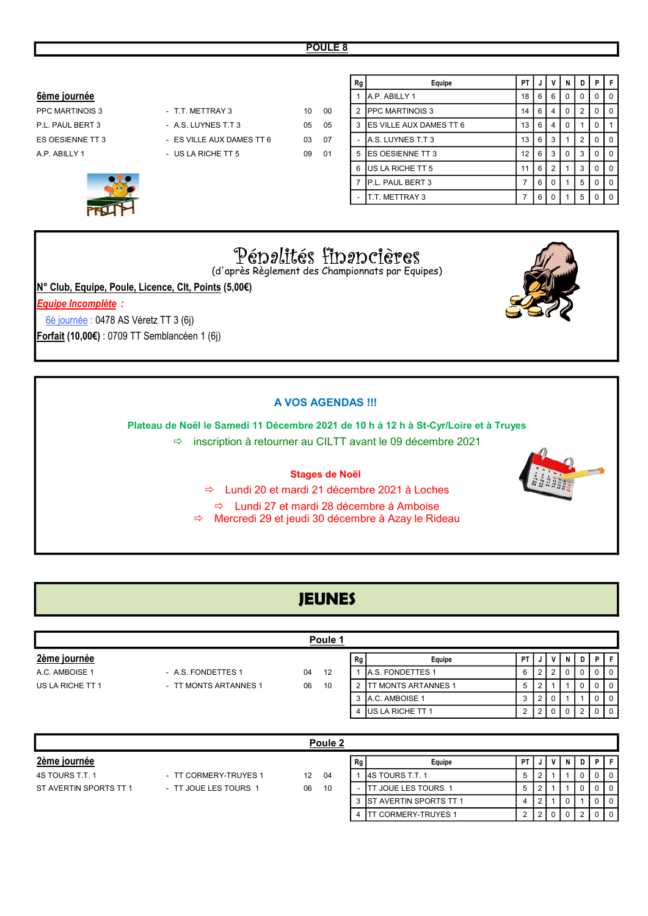## POULE 8

**6ème journée**

| | | | |
|---|---|---|---|
| PPC MARTINOIS 3 | - T.T. METTRAY 3 | 10 | 00 |
| P.L. PAUL BERT 3 | - A.S. LUYNES T.T 3 | 05 | 05 |
| ES OESIENNE TT 3 | - ES VILLE AUX DAMES TT 6 | 03 | 07 |
| A.P. ABILLY 1 | - US LA RICHE TT 5 | 09 | 01 |

| Rg | Equipe | PT | J | V | N | D | P | F |
|---|---|---|---|---|---|---|---|---|
| 1 | A.P. ABILLY 1 | 18 | 6 | 6 | 0 | 0 | 0 | 0 |
| 2 | PPC MARTINOIS 3 | 14 | 6 | 4 | 0 | 2 | 0 | 0 |
| 3 | ES VILLE AUX DAMES TT 6 | 13 | 6 | 4 | 0 | 1 | 0 | 1 |
| - | A.S. LUYNES T.T 3 | 13 | 6 | 3 | 1 | 2 | 0 | 0 |
| 5 | ES OESIENNE TT 3 | 12 | 6 | 3 | 0 | 3 | 0 | 0 |
| 6 | US LA RICHE TT 5 | 11 | 6 | 2 | 1 | 3 | 0 | 0 |
| 7 | P.L. PAUL BERT 3 | 7 | 6 | 0 | 1 | 5 | 0 | 0 |
| - | T.T. METTRAY 3 | 7 | 6 | 0 | 1 | 5 | 0 | 0 |

# Pénalités financières

(d'après Règlement des Championnats par Equipes)

**N° Club, Equipe, Poule, Licence, Clt, Points (5,00€)**

***Equipe Incomplète*** **:**

6è journée : 0478 AS Véretz TT 3 (6j)

**Forfait (10,00€)** : 0709 TT Semblancéen 1 (6j)

**A VOS AGENDAS !!!**

**Plateau de Noël le Samedi 11 Décembre 2021 de 10 h à 12 h à St-Cyr/Loire et à Truyes**

⇨ inscription à retourner au CILTT avant le 09 décembre 2021

**Stages de Noël**

⇨ Lundi 20 et mardi 21 décembre 2021 à Loches

⇨ Lundi 27 et mardi 28 décembre à Amboise

⇨ Mercredi 29 et jeudi 30 décembre à Azay le Rideau

# JEUNES

## Poule 1

**2ème journée**

| | | | |
|---|---|---|---|
| A.C. AMBOISE 1 | - A.S. FONDETTES 1 | 04 | 12 |
| US LA RICHE TT 1 | - TT MONTS ARTANNES 1 | 06 | 10 |

| Rg | Equipe | PT | J | V | N | D | P | F |
|---|---|---|---|---|---|---|---|---|
| 1 | A.S. FONDETTES 1 | 6 | 2 | 2 | 0 | 0 | 0 | 0 |
| 2 | TT MONTS ARTANNES 1 | 5 | 2 | 1 | 1 | 0 | 0 | 0 |
| 3 | A.C. AMBOISE 1 | 3 | 2 | 0 | 1 | 1 | 0 | 0 |
| 4 | US LA RICHE TT 1 | 2 | 2 | 0 | 0 | 2 | 0 | 0 |

## Poule 2

**2ème journée**

| | | | |
|---|---|---|---|
| 4S TOURS T.T. 1 | - TT CORMERY-TRUYES 1 | 12 | 04 |
| ST AVERTIN SPORTS TT 1 | - TT JOUE LES TOURS 1 | 06 | 10 |

| Rg | Equipe | PT | J | V | N | D | P | F |
|---|---|---|---|---|---|---|---|---|
| 1 | 4S TOURS T.T. 1 | 5 | 2 | 1 | 1 | 0 | 0 | 0 |
| - | TT JOUE LES TOURS 1 | 5 | 2 | 1 | 1 | 0 | 0 | 0 |
| 3 | ST AVERTIN SPORTS TT 1 | 4 | 2 | 1 | 0 | 1 | 0 | 0 |
| 4 | TT CORMERY-TRUYES 1 | 2 | 2 | 0 | 0 | 2 | 0 | 0 |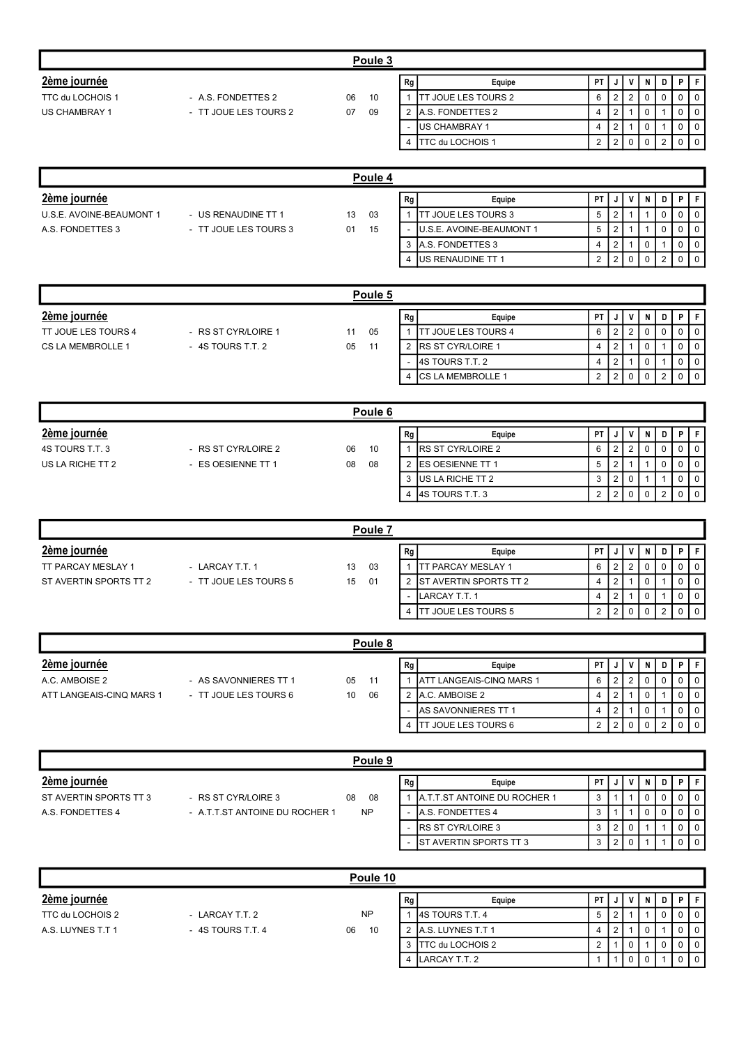## Poule 3

**2ème journée**

| | | | |
|---|---|---|---|
| TTC du LOCHOIS 1 | - A.S. FONDETTES 2 | 06 | 10 |
| US CHAMBRAY 1 | - TT JOUE LES TOURS 2 | 07 | 09 |

| Rg | Equipe | PT | J | V | N | D | P | F |
|---|---|---|---|---|---|---|---|---|
| 1 | TT JOUE LES TOURS 2 | 6 | 2 | 2 | 0 | 0 | 0 | 0 |
| 2 | A.S. FONDETTES 2 | 4 | 2 | 1 | 0 | 1 | 0 | 0 |
| - | US CHAMBRAY 1 | 4 | 2 | 1 | 0 | 1 | 0 | 0 |
| 4 | TTC du LOCHOIS 1 | 2 | 2 | 0 | 0 | 2 | 0 | 0 |

## Poule 4

**2ème journée**

| | | | |
|---|---|---|---|
| U.S.E. AVOINE-BEAUMONT 1 | - US RENAUDINE TT 1 | 13 | 03 |
| A.S. FONDETTES 3 | - TT JOUE LES TOURS 3 | 01 | 15 |

| Rg | Equipe | PT | J | V | N | D | P | F |
|---|---|---|---|---|---|---|---|---|
| 1 | TT JOUE LES TOURS 3 | 5 | 2 | 1 | 1 | 0 | 0 | 0 |
| - | U.S.E. AVOINE-BEAUMONT 1 | 5 | 2 | 1 | 1 | 0 | 0 | 0 |
| 3 | A.S. FONDETTES 3 | 4 | 2 | 1 | 0 | 1 | 0 | 0 |
| 4 | US RENAUDINE TT 1 | 2 | 2 | 0 | 0 | 2 | 0 | 0 |

## Poule 5

**2ème journée**

| | | | |
|---|---|---|---|
| TT JOUE LES TOURS 4 | - RS ST CYR/LOIRE 1 | 11 | 05 |
| CS LA MEMBROLLE 1 | - 4S TOURS T.T. 2 | 05 | 11 |

| Rg | Equipe | PT | J | V | N | D | P | F |
|---|---|---|---|---|---|---|---|---|
| 1 | TT JOUE LES TOURS 4 | 6 | 2 | 2 | 0 | 0 | 0 | 0 |
| 2 | RS ST CYR/LOIRE 1 | 4 | 2 | 1 | 0 | 1 | 0 | 0 |
| - | 4S TOURS T.T. 2 | 4 | 2 | 1 | 0 | 1 | 0 | 0 |
| 4 | CS LA MEMBROLLE 1 | 2 | 2 | 0 | 0 | 2 | 0 | 0 |

## Poule 6

**2ème journée**

| | | | |
|---|---|---|---|
| 4S TOURS T.T. 3 | - RS ST CYR/LOIRE 2 | 06 | 10 |
| US LA RICHE TT 2 | - ES OESIENNE TT 1 | 08 | 08 |

| Rg | Equipe | PT | J | V | N | D | P | F |
|---|---|---|---|---|---|---|---|---|
| 1 | RS ST CYR/LOIRE 2 | 6 | 2 | 2 | 0 | 0 | 0 | 0 |
| 2 | ES OESIENNE TT 1 | 5 | 2 | 1 | 1 | 0 | 0 | 0 |
| 3 | US LA RICHE TT 2 | 3 | 2 | 0 | 1 | 1 | 0 | 0 |
| 4 | 4S TOURS T.T. 3 | 2 | 2 | 0 | 0 | 2 | 0 | 0 |

## Poule 7

**2ème journée**

| | | | |
|---|---|---|---|
| TT PARCAY MESLAY 1 | - LARCAY T.T. 1 | 13 | 03 |
| ST AVERTIN SPORTS TT 2 | - TT JOUE LES TOURS 5 | 15 | 01 |

| Rg | Equipe | PT | J | V | N | D | P | F |
|---|---|---|---|---|---|---|---|---|
| 1 | TT PARCAY MESLAY 1 | 6 | 2 | 2 | 0 | 0 | 0 | 0 |
| 2 | ST AVERTIN SPORTS TT 2 | 4 | 2 | 1 | 0 | 1 | 0 | 0 |
| - | LARCAY T.T. 1 | 4 | 2 | 1 | 0 | 1 | 0 | 0 |
| 4 | TT JOUE LES TOURS 5 | 2 | 2 | 0 | 0 | 2 | 0 | 0 |

## Poule 8

**2ème journée**

| | | | |
|---|---|---|---|
| A.C. AMBOISE 2 | - AS SAVONNIERES TT 1 | 05 | 11 |
| ATT LANGEAIS-CINQ MARS 1 | - TT JOUE LES TOURS 6 | 10 | 06 |

| Rg | Equipe | PT | J | V | N | D | P | F |
|---|---|---|---|---|---|---|---|---|
| 1 | ATT LANGEAIS-CINQ MARS 1 | 6 | 2 | 2 | 0 | 0 | 0 | 0 |
| 2 | A.C. AMBOISE 2 | 4 | 2 | 1 | 0 | 1 | 0 | 0 |
| - | AS SAVONNIERES TT 1 | 4 | 2 | 1 | 0 | 1 | 0 | 0 |
| 4 | TT JOUE LES TOURS 6 | 2 | 2 | 0 | 0 | 2 | 0 | 0 |

## Poule 9

**2ème journée**

| | | | |
|---|---|---|---|
| ST AVERTIN SPORTS TT 3 | - RS ST CYR/LOIRE 3 | 08 | 08 |
| A.S. FONDETTES 4 | - A.T.T.ST ANTOINE DU ROCHER 1 | NP | |

| Rg | Equipe | PT | J | V | N | D | P | F |
|---|---|---|---|---|---|---|---|---|
| 1 | A.T.T.ST ANTOINE DU ROCHER 1 | 3 | 1 | 1 | 0 | 0 | 0 | 0 |
| - | A.S. FONDETTES 4 | 3 | 1 | 1 | 0 | 0 | 0 | 0 |
| - | RS ST CYR/LOIRE 3 | 3 | 2 | 0 | 1 | 1 | 0 | 0 |
| - | ST AVERTIN SPORTS TT 3 | 3 | 2 | 0 | 1 | 1 | 0 | 0 |

## Poule 10

**2ème journée**

| | | | |
|---|---|---|---|
| TTC du LOCHOIS 2 | - LARCAY T.T. 2 | NP | |
| A.S. LUYNES T.T 1 | - 4S TOURS T.T. 4 | 06 | 10 |

| Rg | Equipe | PT | J | V | N | D | P | F |
|---|---|---|---|---|---|---|---|---|
| 1 | 4S TOURS T.T. 4 | 5 | 2 | 1 | 1 | 0 | 0 | 0 |
| 2 | A.S. LUYNES T.T 1 | 4 | 2 | 1 | 0 | 1 | 0 | 0 |
| 3 | TTC du LOCHOIS 2 | 2 | 1 | 0 | 1 | 0 | 0 | 0 |
| 4 | LARCAY T.T. 2 | 1 | 1 | 0 | 0 | 1 | 0 | 0 |